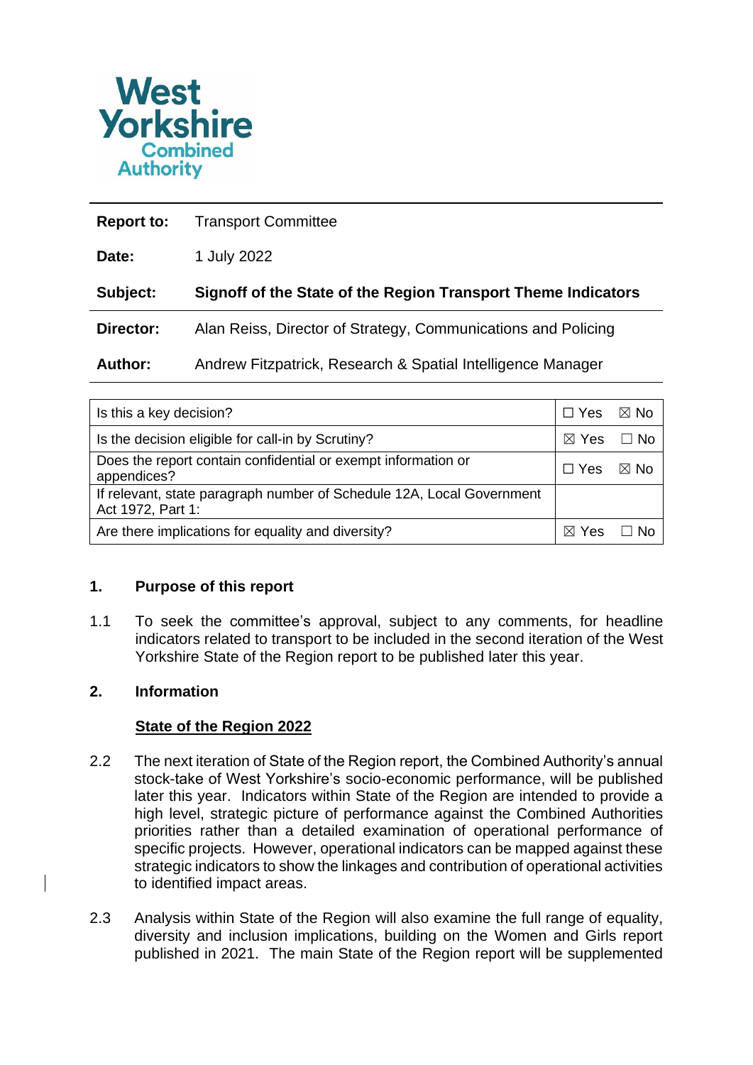West Yorkshire Combined Authority

| | |
|---|---|
| **Report to:** | Transport Committee |
| **Date:** | 1 July 2022 |
| **Subject:** | **Signoff of the State of the Region Transport Theme Indicators** |
| **Director:** | Alan Reiss, Director of Strategy, Communications and Policing |
| **Author:** | Andrew Fitzpatrick, Research & Spatial Intelligence Manager |

| | |
|---|---|
| Is this a key decision? | ☐ Yes ☒ No |
| Is the decision eligible for call-in by Scrutiny? | ☒ Yes ☐ No |
| Does the report contain confidential or exempt information or appendices? | ☐ Yes ☒ No |
| If relevant, state paragraph number of Schedule 12A, Local Government Act 1972, Part 1: | |
| Are there implications for equality and diversity? | ☒ Yes ☐ No |

## 1. Purpose of this report

1.1 To seek the committee's approval, subject to any comments, for headline indicators related to transport to be included in the second iteration of the West Yorkshire State of the Region report to be published later this year.

## 2. Information

### State of the Region 2022

2.2 The next iteration of State of the Region report, the Combined Authority's annual stock-take of West Yorkshire's socio-economic performance, will be published later this year. Indicators within State of the Region are intended to provide a high level, strategic picture of performance against the Combined Authorities priorities rather than a detailed examination of operational performance of specific projects. However, operational indicators can be mapped against these strategic indicators to show the linkages and contribution of operational activities to identified impact areas.

2.3 Analysis within State of the Region will also examine the full range of equality, diversity and inclusion implications, building on the Women and Girls report published in 2021. The main State of the Region report will be supplemented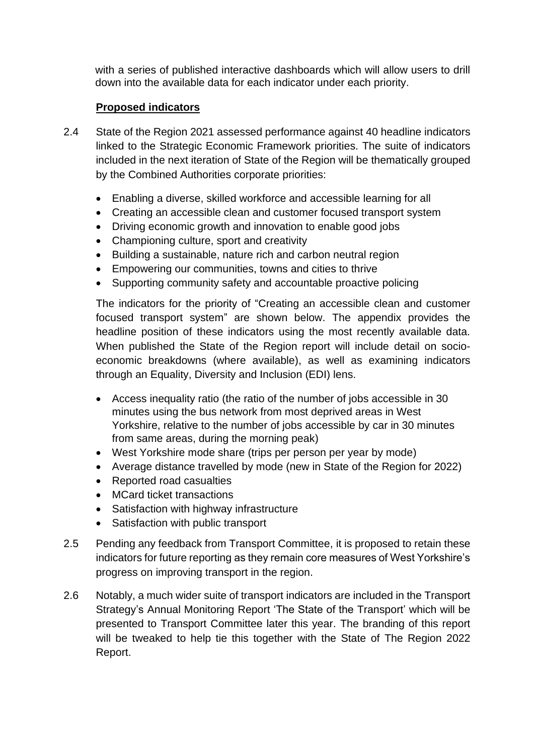with a series of published interactive dashboards which will allow users to drill down into the available data for each indicator under each priority.

**Proposed indicators**

2.4 State of the Region 2021 assessed performance against 40 headline indicators linked to the Strategic Economic Framework priorities. The suite of indicators included in the next iteration of State of the Region will be thematically grouped by the Combined Authorities corporate priorities:

- Enabling a diverse, skilled workforce and accessible learning for all
- Creating an accessible clean and customer focused transport system
- Driving economic growth and innovation to enable good jobs
- Championing culture, sport and creativity
- Building a sustainable, nature rich and carbon neutral region
- Empowering our communities, towns and cities to thrive
- Supporting community safety and accountable proactive policing

The indicators for the priority of "Creating an accessible clean and customer focused transport system" are shown below. The appendix provides the headline position of these indicators using the most recently available data. When published the State of the Region report will include detail on socio-economic breakdowns (where available), as well as examining indicators through an Equality, Diversity and Inclusion (EDI) lens.

- Access inequality ratio (the ratio of the number of jobs accessible in 30 minutes using the bus network from most deprived areas in West Yorkshire, relative to the number of jobs accessible by car in 30 minutes from same areas, during the morning peak)
- West Yorkshire mode share (trips per person per year by mode)
- Average distance travelled by mode (new in State of the Region for 2022)
- Reported road casualties
- MCard ticket transactions
- Satisfaction with highway infrastructure
- Satisfaction with public transport

2.5 Pending any feedback from Transport Committee, it is proposed to retain these indicators for future reporting as they remain core measures of West Yorkshire's progress on improving transport in the region.

2.6 Notably, a much wider suite of transport indicators are included in the Transport Strategy's Annual Monitoring Report 'The State of the Transport' which will be presented to Transport Committee later this year. The branding of this report will be tweaked to help tie this together with the State of The Region 2022 Report.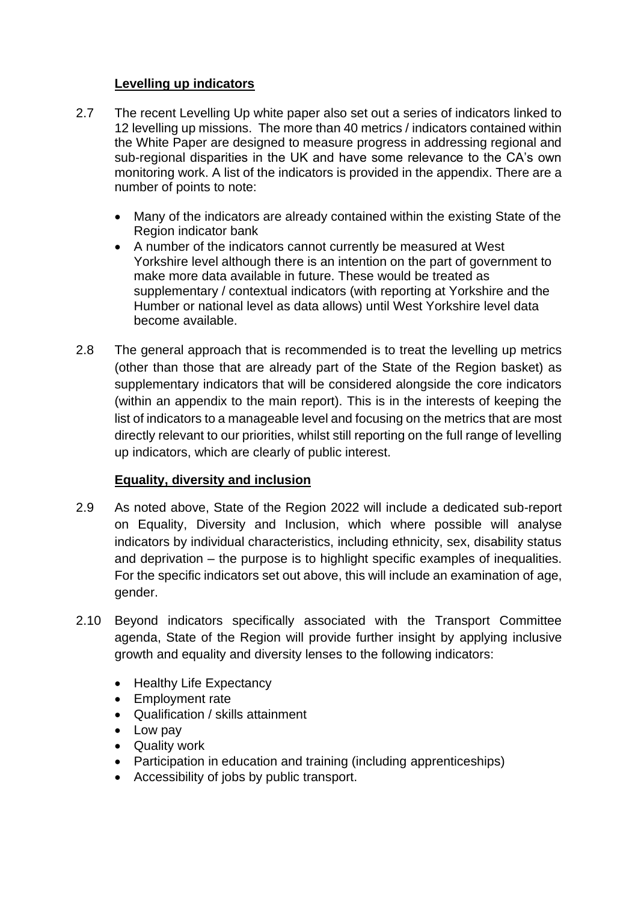**Levelling up indicators**

2.7 The recent Levelling Up white paper also set out a series of indicators linked to 12 levelling up missions. The more than 40 metrics / indicators contained within the White Paper are designed to measure progress in addressing regional and sub-regional disparities in the UK and have some relevance to the CA's own monitoring work. A list of the indicators is provided in the appendix. There are a number of points to note:

- Many of the indicators are already contained within the existing State of the Region indicator bank
- A number of the indicators cannot currently be measured at West Yorkshire level although there is an intention on the part of government to make more data available in future. These would be treated as supplementary / contextual indicators (with reporting at Yorkshire and the Humber or national level as data allows) until West Yorkshire level data become available.

2.8 The general approach that is recommended is to treat the levelling up metrics (other than those that are already part of the State of the Region basket) as supplementary indicators that will be considered alongside the core indicators (within an appendix to the main report). This is in the interests of keeping the list of indicators to a manageable level and focusing on the metrics that are most directly relevant to our priorities, whilst still reporting on the full range of levelling up indicators, which are clearly of public interest.

**Equality, diversity and inclusion**

2.9 As noted above, State of the Region 2022 will include a dedicated sub-report on Equality, Diversity and Inclusion, which where possible will analyse indicators by individual characteristics, including ethnicity, sex, disability status and deprivation – the purpose is to highlight specific examples of inequalities. For the specific indicators set out above, this will include an examination of age, gender.

2.10 Beyond indicators specifically associated with the Transport Committee agenda, State of the Region will provide further insight by applying inclusive growth and equality and diversity lenses to the following indicators:

- Healthy Life Expectancy
- Employment rate
- Qualification / skills attainment
- Low pay
- Quality work
- Participation in education and training (including apprenticeships)
- Accessibility of jobs by public transport.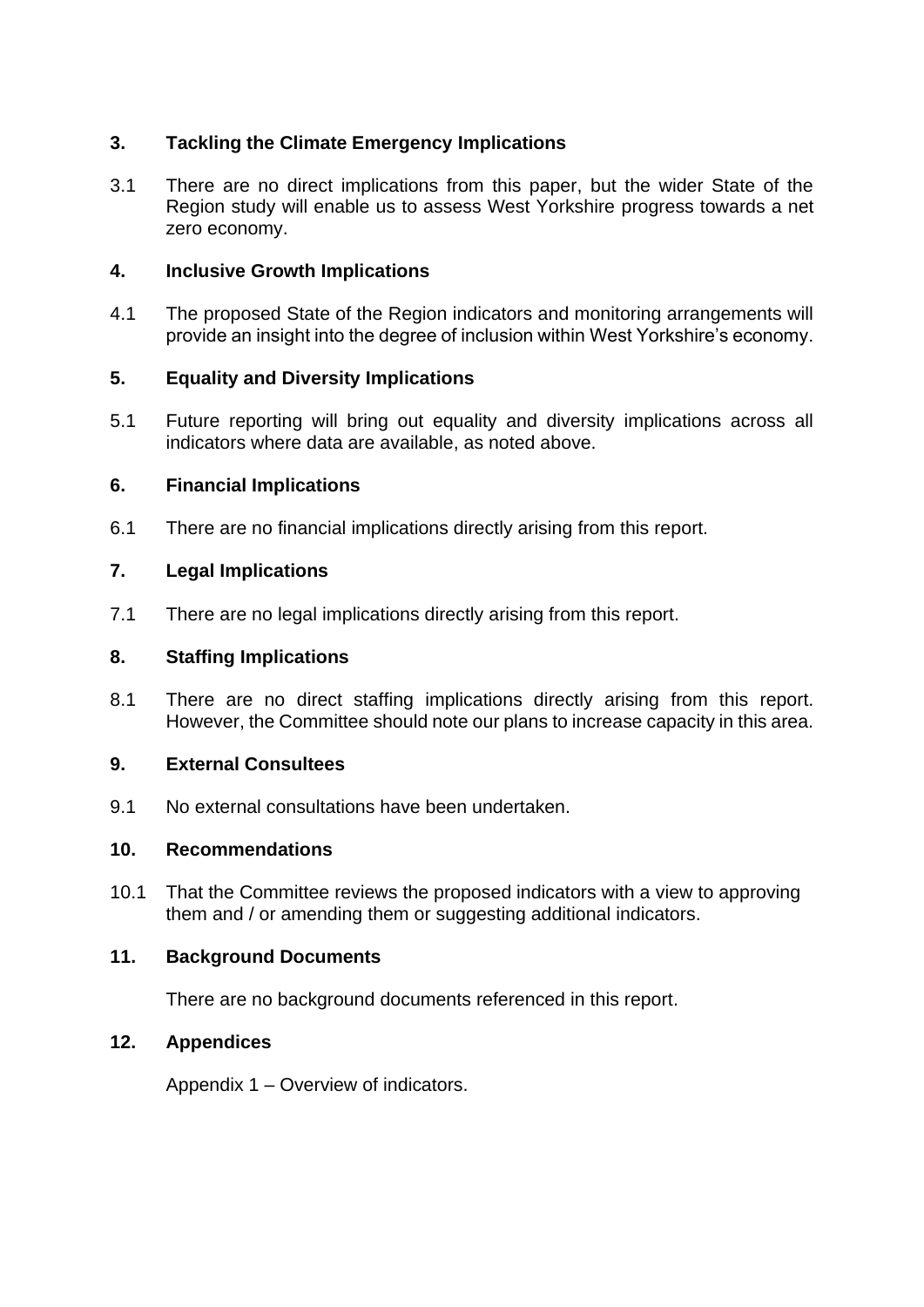## 3. Tackling the Climate Emergency Implications

3.1 There are no direct implications from this paper, but the wider State of the Region study will enable us to assess West Yorkshire progress towards a net zero economy.

## 4. Inclusive Growth Implications

4.1 The proposed State of the Region indicators and monitoring arrangements will provide an insight into the degree of inclusion within West Yorkshire's economy.

## 5. Equality and Diversity Implications

5.1 Future reporting will bring out equality and diversity implications across all indicators where data are available, as noted above.

## 6. Financial Implications

6.1 There are no financial implications directly arising from this report.

## 7. Legal Implications

7.1 There are no legal implications directly arising from this report.

## 8. Staffing Implications

8.1 There are no direct staffing implications directly arising from this report. However, the Committee should note our plans to increase capacity in this area.

## 9. External Consultees

9.1 No external consultations have been undertaken.

## 10. Recommendations

10.1 That the Committee reviews the proposed indicators with a view to approving them and / or amending them or suggesting additional indicators.

## 11. Background Documents

There are no background documents referenced in this report.

## 12. Appendices

Appendix 1 – Overview of indicators.